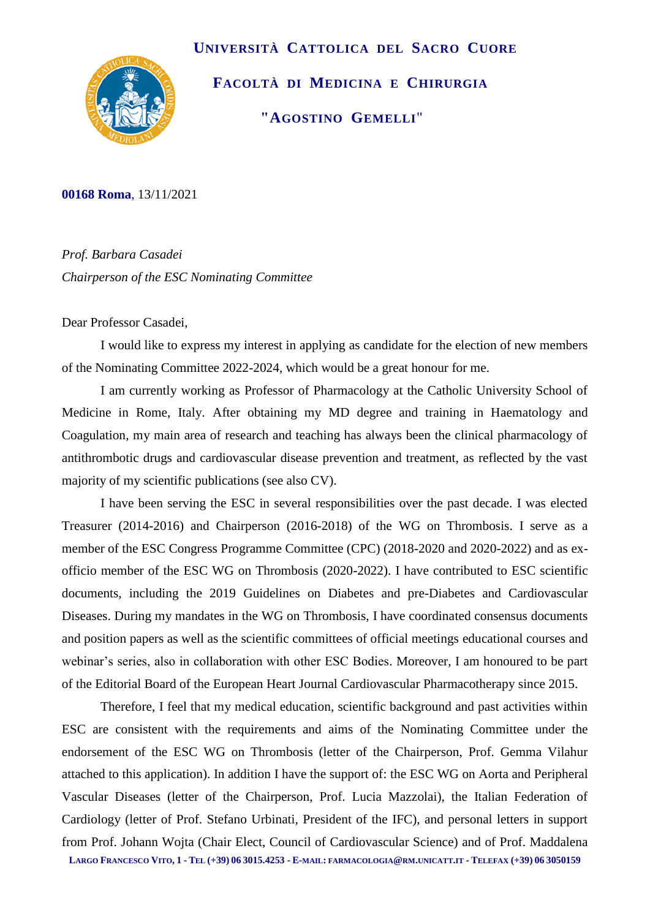**UNIVERSITÀ CATTOLICA DEL SACRO CUORE**

**FACOLTÀ DI MEDICINA E CHIRURGIA**

**"AGOSTINO GEMELLI"**

**00168 Roma**, 13/11/2021

*Prof. Barbara Casadei*
*Chairperson of the ESC Nominating Committee*

Dear Professor Casadei,

I would like to express my interest in applying as candidate for the election of new members of the Nominating Committee 2022-2024, which would be a great honour for me.

I am currently working as Professor of Pharmacology at the Catholic University School of Medicine in Rome, Italy. After obtaining my MD degree and training in Haematology and Coagulation, my main area of research and teaching has always been the clinical pharmacology of antithrombotic drugs and cardiovascular disease prevention and treatment, as reflected by the vast majority of my scientific publications (see also CV).

I have been serving the ESC in several responsibilities over the past decade. I was elected Treasurer (2014-2016) and Chairperson (2016-2018) of the WG on Thrombosis. I serve as a member of the ESC Congress Programme Committee (CPC) (2018-2020 and 2020-2022) and as ex-officio member of the ESC WG on Thrombosis (2020-2022). I have contributed to ESC scientific documents, including the 2019 Guidelines on Diabetes and pre-Diabetes and Cardiovascular Diseases. During my mandates in the WG on Thrombosis, I have coordinated consensus documents and position papers as well as the scientific committees of official meetings educational courses and webinar's series, also in collaboration with other ESC Bodies. Moreover, I am honoured to be part of the Editorial Board of the European Heart Journal Cardiovascular Pharmacotherapy since 2015.

Therefore, I feel that my medical education, scientific background and past activities within ESC are consistent with the requirements and aims of the Nominating Committee under the endorsement of the ESC WG on Thrombosis (letter of the Chairperson, Prof. Gemma Vilahur attached to this application). In addition I have the support of: the ESC WG on Aorta and Peripheral Vascular Diseases (letter of the Chairperson, Prof. Lucia Mazzolai), the Italian Federation of Cardiology (letter of Prof. Stefano Urbinati, President of the IFC), and personal letters in support from Prof. Johann Wojta (Chair Elect, Council of Cardiovascular Science) and of Prof. Maddalena

LARGO FRANCESCO VITO, 1 - TEL (+39) 06 3015.4253 - E-MAIL: FARMACOLOGIA@RM.UNICATT.IT - TELEFAX (+39) 06 3050159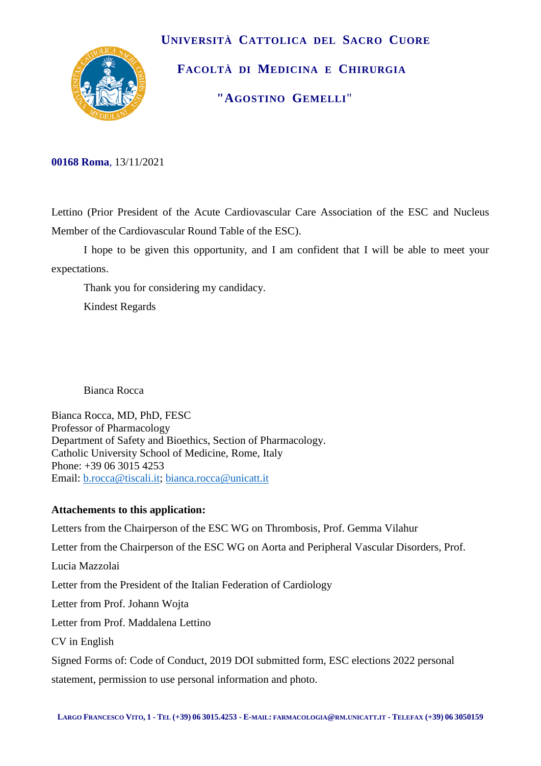UNIVERSITÀ CATTOLICA DEL SACRO CUORE

FACOLTÀ DI MEDICINA E CHIRURGIA

"AGOSTINO GEMELLI"

**00168 Roma**, 13/11/2021

Lettino (Prior President of the Acute Cardiovascular Care Association of the ESC and Nucleus Member of the Cardiovascular Round Table of the ESC).

I hope to be given this opportunity, and I am confident that I will be able to meet your expectations.

Thank you for considering my candidacy.

Kindest Regards

Bianca Rocca

Bianca Rocca, MD, PhD, FESC
Professor of Pharmacology
Department of Safety and Bioethics, Section of Pharmacology.
Catholic University School of Medicine, Rome, Italy
Phone: +39 06 3015 4253
Email: b.rocca@tiscali.it; bianca.rocca@unicatt.it

**Attachements to this application:**

Letters from the Chairperson of the ESC WG on Thrombosis, Prof. Gemma Vilahur

Letter from the Chairperson of the ESC WG on Aorta and Peripheral Vascular Disorders, Prof. Lucia Mazzolai

Letter from the President of the Italian Federation of Cardiology

Letter from Prof. Johann Wojta

Letter from Prof. Maddalena Lettino

CV in English

Signed Forms of: Code of Conduct, 2019 DOI submitted form, ESC elections 2022 personal statement, permission to use personal information and photo.

LARGO FRANCESCO VITO, 1 - TEL (+39) 06 3015.4253 - E-MAIL: FARMACOLOGIA@RM.UNICATT.IT - TELEFAX (+39) 06 3050159